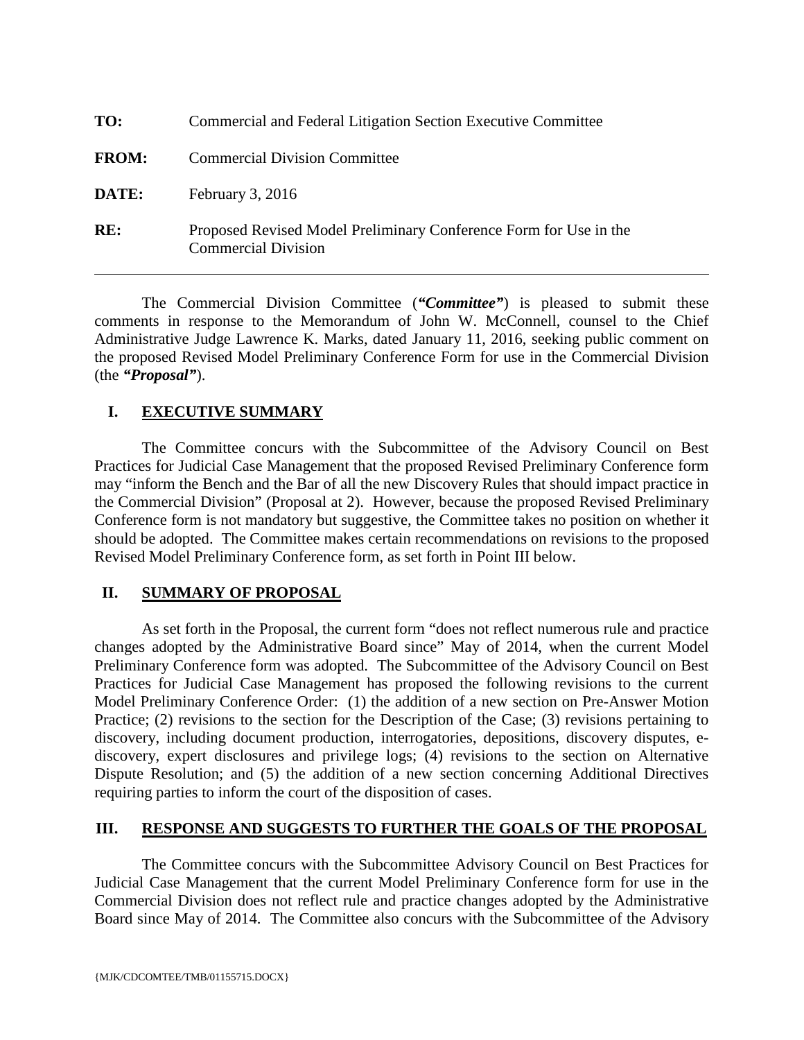| | |
|---|---|
| **TO:** | Commercial and Federal Litigation Section Executive Committee |
| **FROM:** | Commercial Division Committee |
| **DATE:** | February 3, 2016 |
| **RE:** | Proposed Revised Model Preliminary Conference Form for Use in the Commercial Division |

---

The Commercial Division Committee (***"Committee"***) is pleased to submit these comments in response to the Memorandum of John W. McConnell, counsel to the Chief Administrative Judge Lawrence K. Marks, dated January 11, 2016, seeking public comment on the proposed Revised Model Preliminary Conference Form for use in the Commercial Division (the ***"Proposal"***).

## I. EXECUTIVE SUMMARY

The Committee concurs with the Subcommittee of the Advisory Council on Best Practices for Judicial Case Management that the proposed Revised Preliminary Conference form may "inform the Bench and the Bar of all the new Discovery Rules that should impact practice in the Commercial Division" (Proposal at 2). However, because the proposed Revised Preliminary Conference form is not mandatory but suggestive, the Committee takes no position on whether it should be adopted. The Committee makes certain recommendations on revisions to the proposed Revised Model Preliminary Conference form, as set forth in Point III below.

## II. SUMMARY OF PROPOSAL

As set forth in the Proposal, the current form "does not reflect numerous rule and practice changes adopted by the Administrative Board since" May of 2014, when the current Model Preliminary Conference form was adopted. The Subcommittee of the Advisory Council on Best Practices for Judicial Case Management has proposed the following revisions to the current Model Preliminary Conference Order: (1) the addition of a new section on Pre-Answer Motion Practice; (2) revisions to the section for the Description of the Case; (3) revisions pertaining to discovery, including document production, interrogatories, depositions, discovery disputes, e-discovery, expert disclosures and privilege logs; (4) revisions to the section on Alternative Dispute Resolution; and (5) the addition of a new section concerning Additional Directives requiring parties to inform the court of the disposition of cases.

## III. RESPONSE AND SUGGESTS TO FURTHER THE GOALS OF THE PROPOSAL

The Committee concurs with the Subcommittee Advisory Council on Best Practices for Judicial Case Management that the current Model Preliminary Conference form for use in the Commercial Division does not reflect rule and practice changes adopted by the Administrative Board since May of 2014. The Committee also concurs with the Subcommittee of the Advisory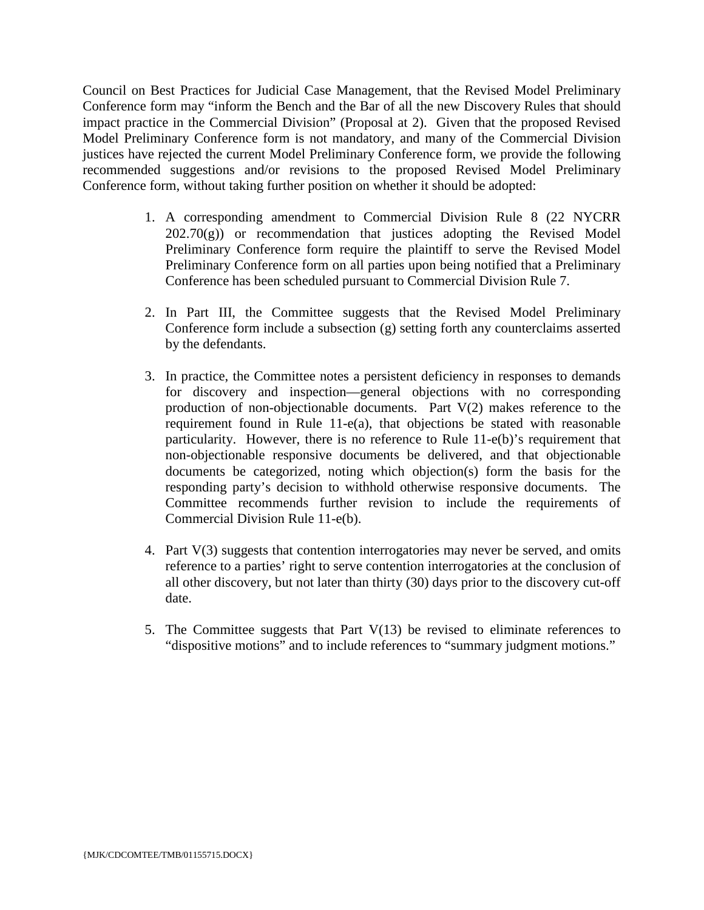Council on Best Practices for Judicial Case Management, that the Revised Model Preliminary Conference form may "inform the Bench and the Bar of all the new Discovery Rules that should impact practice in the Commercial Division" (Proposal at 2). Given that the proposed Revised Model Preliminary Conference form is not mandatory, and many of the Commercial Division justices have rejected the current Model Preliminary Conference form, we provide the following recommended suggestions and/or revisions to the proposed Revised Model Preliminary Conference form, without taking further position on whether it should be adopted:

1. A corresponding amendment to Commercial Division Rule 8 (22 NYCRR 202.70(g)) or recommendation that justices adopting the Revised Model Preliminary Conference form require the plaintiff to serve the Revised Model Preliminary Conference form on all parties upon being notified that a Preliminary Conference has been scheduled pursuant to Commercial Division Rule 7.

2. In Part III, the Committee suggests that the Revised Model Preliminary Conference form include a subsection (g) setting forth any counterclaims asserted by the defendants.

3. In practice, the Committee notes a persistent deficiency in responses to demands for discovery and inspection—general objections with no corresponding production of non-objectionable documents. Part V(2) makes reference to the requirement found in Rule 11-e(a), that objections be stated with reasonable particularity. However, there is no reference to Rule 11-e(b)'s requirement that non-objectionable responsive documents be delivered, and that objectionable documents be categorized, noting which objection(s) form the basis for the responding party's decision to withhold otherwise responsive documents. The Committee recommends further revision to include the requirements of Commercial Division Rule 11-e(b).

4. Part V(3) suggests that contention interrogatories may never be served, and omits reference to a parties' right to serve contention interrogatories at the conclusion of all other discovery, but not later than thirty (30) days prior to the discovery cut-off date.

5. The Committee suggests that Part V(13) be revised to eliminate references to "dispositive motions" and to include references to "summary judgment motions."

{MJK/CDCOMTEE/TMB/01155715.DOCX}